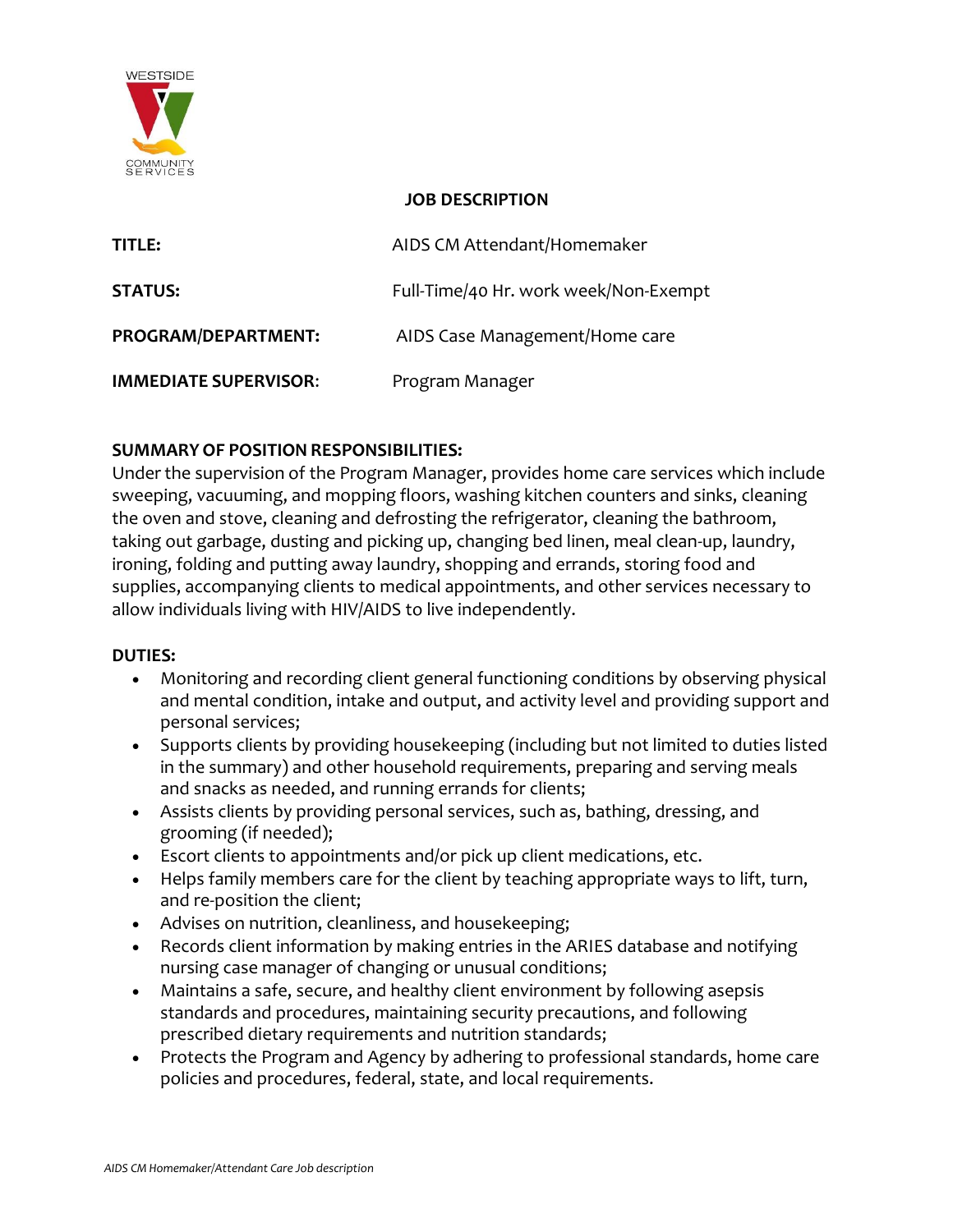WESTSIDE COMMUNITY SERVICES

## JOB DESCRIPTION

| | |
|---|---|
| **TITLE:** | AIDS CM Attendant/Homemaker |
| **STATUS:** | Full-Time/40 Hr. work week/Non-Exempt |
| **PROGRAM/DEPARTMENT:** | AIDS Case Management/Home care |
| **IMMEDIATE SUPERVISOR:** | Program Manager |

**SUMMARY OF POSITION RESPONSIBILITIES:**

Under the supervision of the Program Manager, provides home care services which include sweeping, vacuuming, and mopping floors, washing kitchen counters and sinks, cleaning the oven and stove, cleaning and defrosting the refrigerator, cleaning the bathroom, taking out garbage, dusting and picking up, changing bed linen, meal clean-up, laundry, ironing, folding and putting away laundry, shopping and errands, storing food and supplies, accompanying clients to medical appointments, and other services necessary to allow individuals living with HIV/AIDS to live independently.

**DUTIES:**

- Monitoring and recording client general functioning conditions by observing physical and mental condition, intake and output, and activity level and providing support and personal services;
- Supports clients by providing housekeeping (including but not limited to duties listed in the summary) and other household requirements, preparing and serving meals and snacks as needed, and running errands for clients;
- Assists clients by providing personal services, such as, bathing, dressing, and grooming (if needed);
- Escort clients to appointments and/or pick up client medications, etc.
- Helps family members care for the client by teaching appropriate ways to lift, turn, and re-position the client;
- Advises on nutrition, cleanliness, and housekeeping;
- Records client information by making entries in the ARIES database and notifying nursing case manager of changing or unusual conditions;
- Maintains a safe, secure, and healthy client environment by following asepsis standards and procedures, maintaining security precautions, and following prescribed dietary requirements and nutrition standards;
- Protects the Program and Agency by adhering to professional standards, home care policies and procedures, federal, state, and local requirements.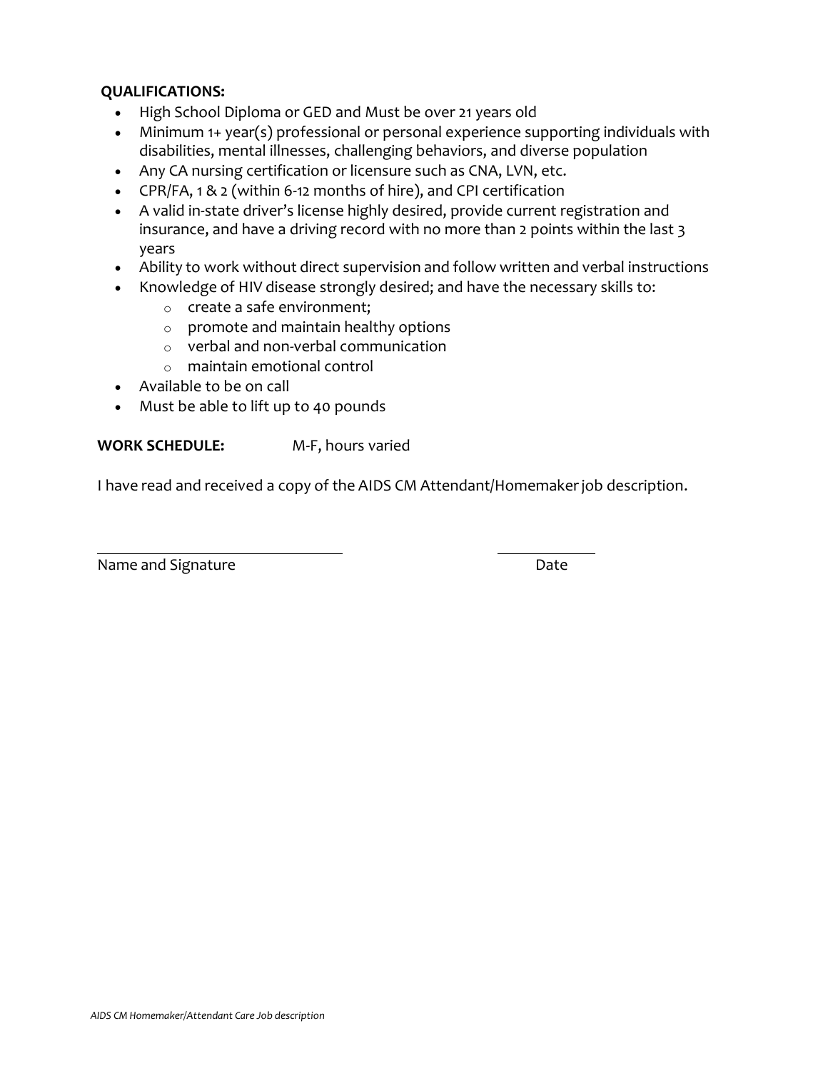**QUALIFICATIONS:**

- High School Diploma or GED and Must be over 21 years old
- Minimum 1+ year(s) professional or personal experience supporting individuals with disabilities, mental illnesses, challenging behaviors, and diverse population
- Any CA nursing certification or licensure such as CNA, LVN, etc.
- CPR/FA, 1 & 2 (within 6-12 months of hire), and CPI certification
- A valid in-state driver's license highly desired, provide current registration and insurance, and have a driving record with no more than 2 points within the last 3 years
- Ability to work without direct supervision and follow written and verbal instructions
- Knowledge of HIV disease strongly desired; and have the necessary skills to:
  - create a safe environment;
  - promote and maintain healthy options
  - verbal and non-verbal communication
  - maintain emotional control
- Available to be on call
- Must be able to lift up to 40 pounds

**WORK SCHEDULE:** M-F, hours varied

I have read and received a copy of the AIDS CM Attendant/Homemaker job description.

\_\_\_\_\_\_\_\_\_\_\_\_\_\_\_\_\_\_\_\_\_\_\_\_\_\_\_\_\_\_ \_\_\_\_\_\_\_\_\_\_\_\_

Name and Signature Date